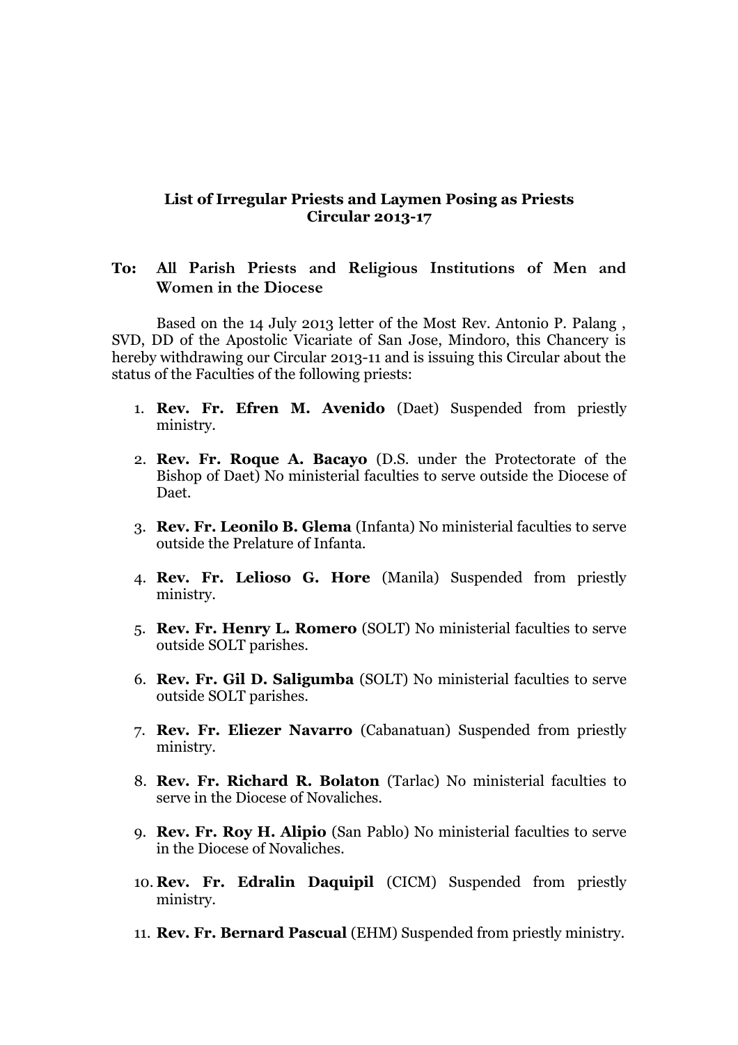**List of Irregular Priests and Laymen Posing as Priests**
**Circular 2013-17**

**To: All Parish Priests and Religious Institutions of Men and Women in the Diocese**

Based on the 14 July 2013 letter of the Most Rev. Antonio P. Palang , SVD, DD of the Apostolic Vicariate of San Jose, Mindoro, this Chancery is hereby withdrawing our Circular 2013-11 and is issuing this Circular about the status of the Faculties of the following priests:

1. **Rev. Fr. Efren M. Avenido** (Daet) Suspended from priestly ministry.
2. **Rev. Fr. Roque A. Bacayo** (D.S. under the Protectorate of the Bishop of Daet) No ministerial faculties to serve outside the Diocese of Daet.
3. **Rev. Fr. Leonilo B. Glema** (Infanta) No ministerial faculties to serve outside the Prelature of Infanta.
4. **Rev. Fr. Lelioso G. Hore** (Manila) Suspended from priestly ministry.
5. **Rev. Fr. Henry L. Romero** (SOLT) No ministerial faculties to serve outside SOLT parishes.
6. **Rev. Fr. Gil D. Saligumba** (SOLT) No ministerial faculties to serve outside SOLT parishes.
7. **Rev. Fr. Eliezer Navarro** (Cabanatuan) Suspended from priestly ministry.
8. **Rev. Fr. Richard R. Bolaton** (Tarlac) No ministerial faculties to serve in the Diocese of Novaliches.
9. **Rev. Fr. Roy H. Alipio** (San Pablo) No ministerial faculties to serve in the Diocese of Novaliches.
10. **Rev. Fr. Edralin Daquipil** (CICM) Suspended from priestly ministry.
11. **Rev. Fr. Bernard Pascual** (EHM) Suspended from priestly ministry.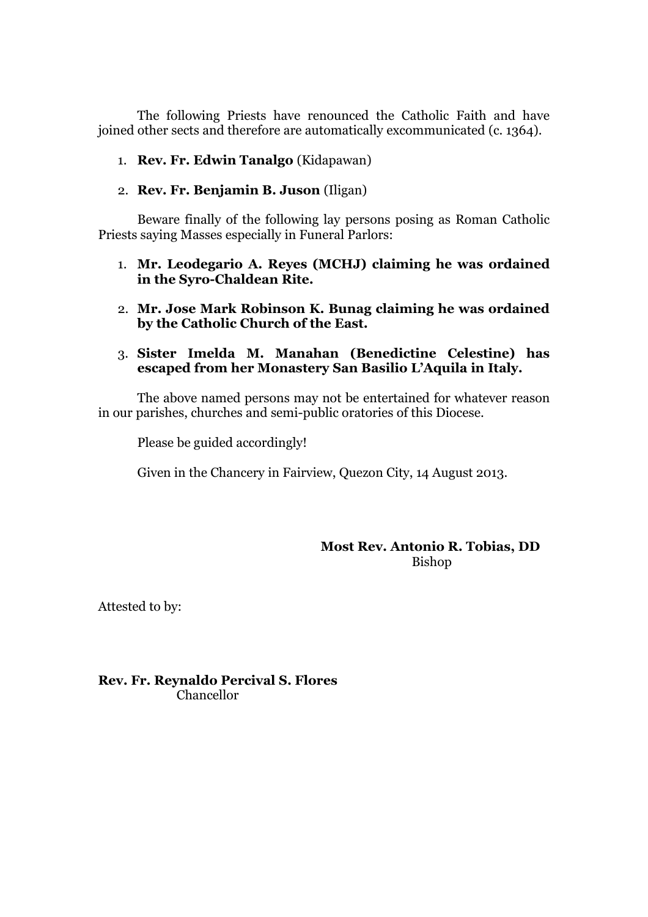The following Priests have renounced the Catholic Faith and have joined other sects and therefore are automatically excommunicated (c. 1364).

1. **Rev. Fr. Edwin Tanalgo** (Kidapawan)

2. **Rev. Fr. Benjamin B. Juson** (Iligan)

Beware finally of the following lay persons posing as Roman Catholic Priests saying Masses especially in Funeral Parlors:

1. **Mr. Leodegario A. Reyes (MCHJ) claiming he was ordained in the Syro-Chaldean Rite.**

2. **Mr. Jose Mark Robinson K. Bunag claiming he was ordained by the Catholic Church of the East.**

3. **Sister Imelda M. Manahan (Benedictine Celestine) has escaped from her Monastery San Basilio L'Aquila in Italy.**

The above named persons may not be entertained for whatever reason in our parishes, churches and semi-public oratories of this Diocese.

Please be guided accordingly!

Given in the Chancery in Fairview, Quezon City, 14 August 2013.

**Most Rev. Antonio R. Tobias, DD**
Bishop

Attested to by:

**Rev. Fr. Reynaldo Percival S. Flores**
Chancellor